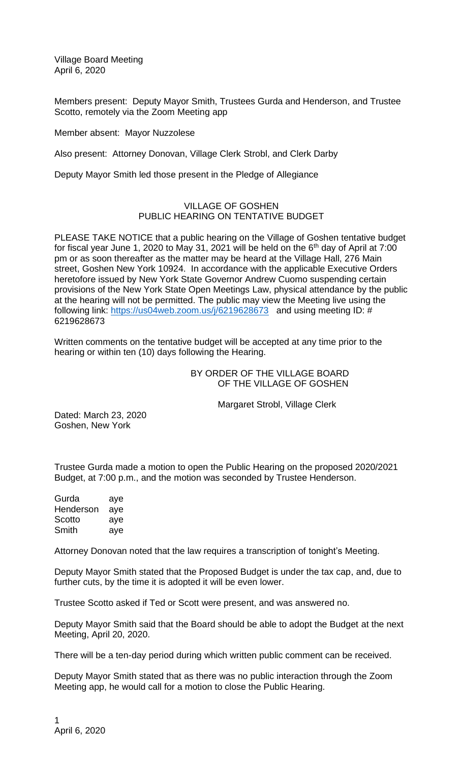Village Board Meeting
April 6, 2020

Members present: Deputy Mayor Smith, Trustees Gurda and Henderson, and Trustee Scotto, remotely via the Zoom Meeting app

Member absent: Mayor Nuzzolese

Also present: Attorney Donovan, Village Clerk Strobl, and Clerk Darby

Deputy Mayor Smith led those present in the Pledge of Allegiance

VILLAGE OF GOSHEN
PUBLIC HEARING ON TENTATIVE BUDGET

PLEASE TAKE NOTICE that a public hearing on the Village of Goshen tentative budget for fiscal year June 1, 2020 to May 31, 2021 will be held on the 6th day of April at 7:00 pm or as soon thereafter as the matter may be heard at the Village Hall, 276 Main street, Goshen New York 10924. In accordance with the applicable Executive Orders heretofore issued by New York State Governor Andrew Cuomo suspending certain provisions of the New York State Open Meetings Law, physical attendance by the public at the hearing will not be permitted. The public may view the Meeting live using the following link: https://us04web.zoom.us/j/6219628673 and using meeting ID: # 6219628673

Written comments on the tentative budget will be accepted at any time prior to the hearing or within ten (10) days following the Hearing.

BY ORDER OF THE VILLAGE BOARD
OF THE VILLAGE OF GOSHEN

Margaret Strobl, Village Clerk

Dated: March 23, 2020
Goshen, New York

Trustee Gurda made a motion to open the Public Hearing on the proposed 2020/2021 Budget, at 7:00 p.m., and the motion was seconded by Trustee Henderson.

| | |
|---|---|
| Gurda | aye |
| Henderson | aye |
| Scotto | aye |
| Smith | aye |

Attorney Donovan noted that the law requires a transcription of tonight's Meeting.

Deputy Mayor Smith stated that the Proposed Budget is under the tax cap, and, due to further cuts, by the time it is adopted it will be even lower.

Trustee Scotto asked if Ted or Scott were present, and was answered no.

Deputy Mayor Smith said that the Board should be able to adopt the Budget at the next Meeting, April 20, 2020.

There will be a ten-day period during which written public comment can be received.

Deputy Mayor Smith stated that as there was no public interaction through the Zoom Meeting app, he would call for a motion to close the Public Hearing.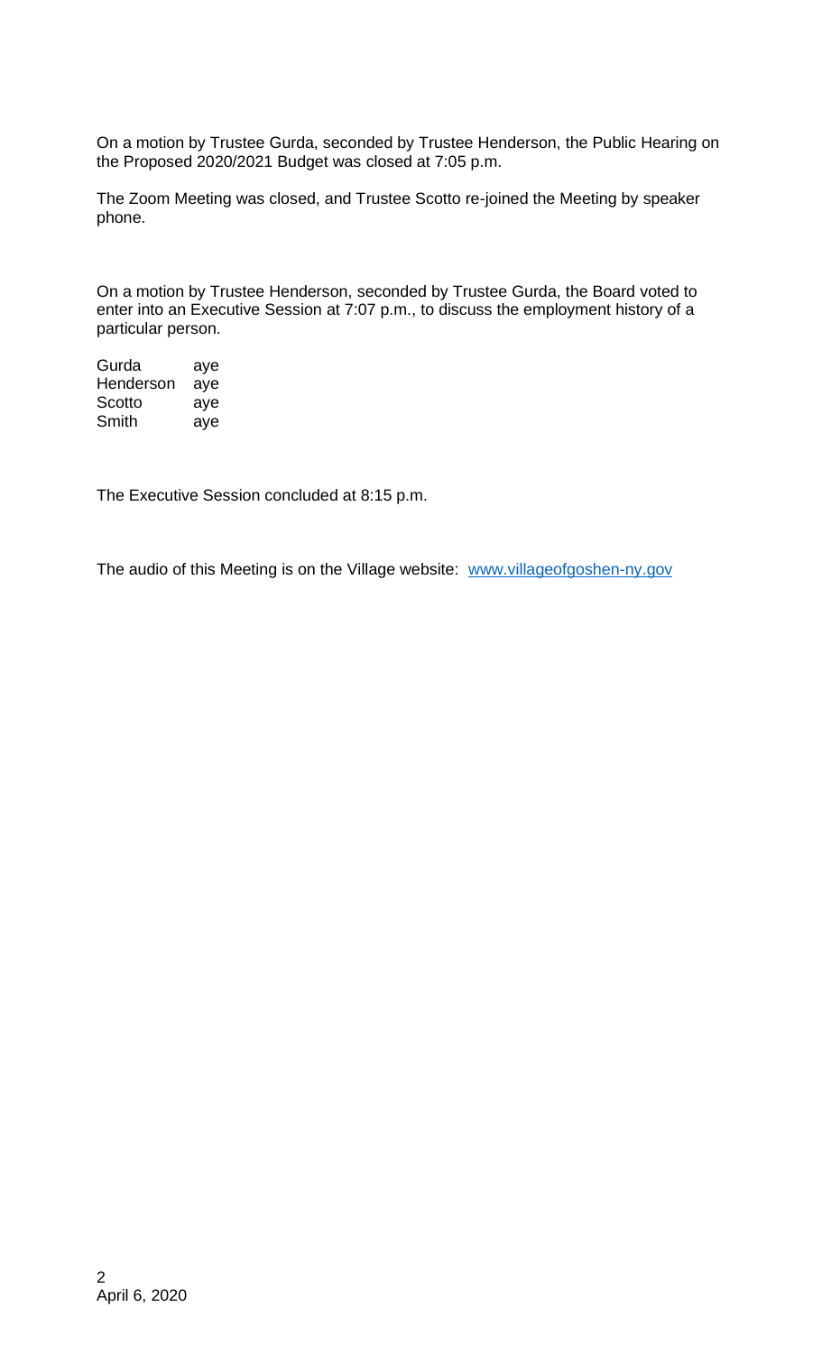On a motion by Trustee Gurda, seconded by Trustee Henderson, the Public Hearing on the Proposed 2020/2021 Budget was closed at 7:05 p.m.

The Zoom Meeting was closed, and Trustee Scotto re-joined the Meeting by speaker phone.

On a motion by Trustee Henderson, seconded by Trustee Gurda, the Board voted to enter into an Executive Session at 7:07 p.m., to discuss the employment history of a particular person.

| | |
|---|---|
| Gurda | aye |
| Henderson | aye |
| Scotto | aye |
| Smith | aye |

The Executive Session concluded at 8:15 p.m.

The audio of this Meeting is on the Village website: www.villageofgoshen-ny.gov